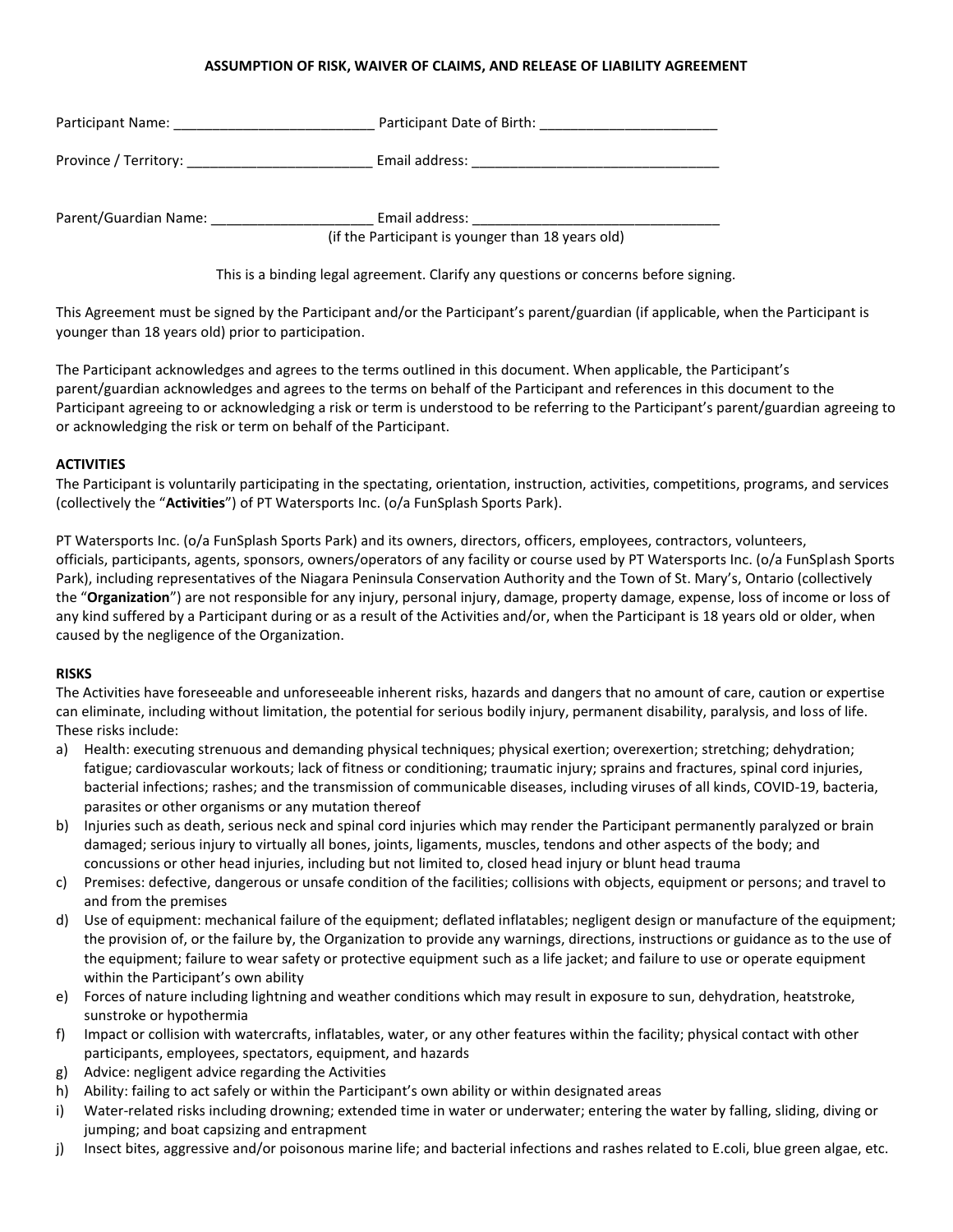**ASSUMPTION OF RISK, WAIVER OF CLAIMS, AND RELEASE OF LIABILITY AGREEMENT**

Participant Name: __________________________ Participant Date of Birth: _______________________

Province / Territory: ________________________ Email address: ________________________________

Parent/Guardian Name: ____________________ Email address: ________________________________
(if the Participant is younger than 18 years old)

This is a binding legal agreement. Clarify any questions or concerns before signing.

This Agreement must be signed by the Participant and/or the Participant's parent/guardian (if applicable, when the Participant is younger than 18 years old) prior to participation.

The Participant acknowledges and agrees to the terms outlined in this document. When applicable, the Participant's parent/guardian acknowledges and agrees to the terms on behalf of the Participant and references in this document to the Participant agreeing to or acknowledging a risk or term is understood to be referring to the Participant's parent/guardian agreeing to or acknowledging the risk or term on behalf of the Participant.

**ACTIVITIES**

The Participant is voluntarily participating in the spectating, orientation, instruction, activities, competitions, programs, and services (collectively the "**Activities**") of PT Watersports Inc. (o/a FunSplash Sports Park).

PT Watersports Inc. (o/a FunSplash Sports Park) and its owners, directors, officers, employees, contractors, volunteers, officials, participants, agents, sponsors, owners/operators of any facility or course used by PT Watersports Inc. (o/a FunSplash Sports Park), including representatives of the Niagara Peninsula Conservation Authority and the Town of St. Mary's, Ontario (collectively the "**Organization**") are not responsible for any injury, personal injury, damage, property damage, expense, loss of income or loss of any kind suffered by a Participant during or as a result of the Activities and/or, when the Participant is 18 years old or older, when caused by the negligence of the Organization.

**RISKS**

The Activities have foreseeable and unforeseeable inherent risks, hazards and dangers that no amount of care, caution or expertise can eliminate, including without limitation, the potential for serious bodily injury, permanent disability, paralysis, and loss of life. These risks include:

a) Health: executing strenuous and demanding physical techniques; physical exertion; overexertion; stretching; dehydration; fatigue; cardiovascular workouts; lack of fitness or conditioning; traumatic injury; sprains and fractures, spinal cord injuries, bacterial infections; rashes; and the transmission of communicable diseases, including viruses of all kinds, COVID-19, bacteria, parasites or other organisms or any mutation thereof
b) Injuries such as death, serious neck and spinal cord injuries which may render the Participant permanently paralyzed or brain damaged; serious injury to virtually all bones, joints, ligaments, muscles, tendons and other aspects of the body; and concussions or other head injuries, including but not limited to, closed head injury or blunt head trauma
c) Premises: defective, dangerous or unsafe condition of the facilities; collisions with objects, equipment or persons; and travel to and from the premises
d) Use of equipment: mechanical failure of the equipment; deflated inflatables; negligent design or manufacture of the equipment; the provision of, or the failure by, the Organization to provide any warnings, directions, instructions or guidance as to the use of the equipment; failure to wear safety or protective equipment such as a life jacket; and failure to use or operate equipment within the Participant's own ability
e) Forces of nature including lightning and weather conditions which may result in exposure to sun, dehydration, heatstroke, sunstroke or hypothermia
f) Impact or collision with watercrafts, inflatables, water, or any other features within the facility; physical contact with other participants, employees, spectators, equipment, and hazards
g) Advice: negligent advice regarding the Activities
h) Ability: failing to act safely or within the Participant's own ability or within designated areas
i) Water-related risks including drowning; extended time in water or underwater; entering the water by falling, sliding, diving or jumping; and boat capsizing and entrapment
j) Insect bites, aggressive and/or poisonous marine life; and bacterial infections and rashes related to E.coli, blue green algae, etc.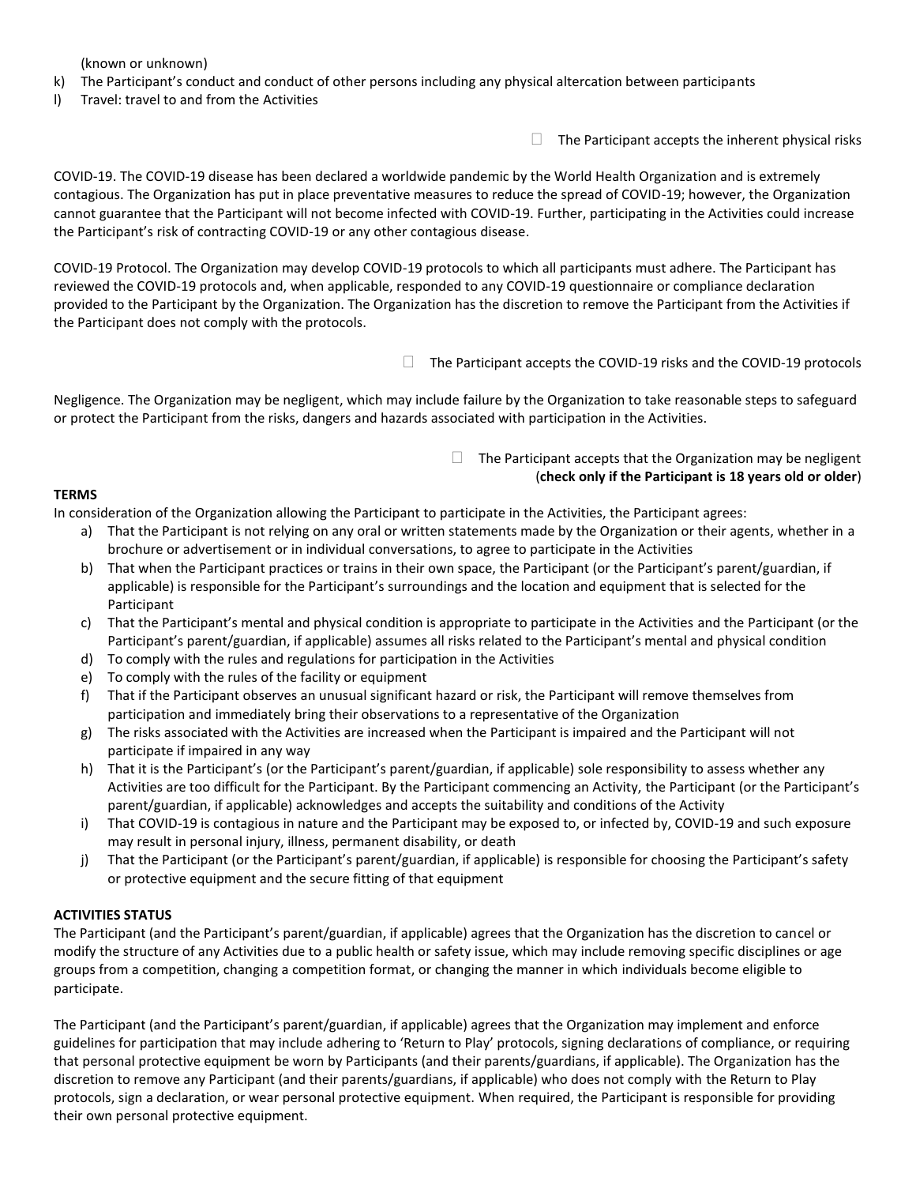(known or unknown)

k) The Participant's conduct and conduct of other persons including any physical altercation between participants
l) Travel: travel to and from the Activities

☐ The Participant accepts the inherent physical risks

COVID-19. The COVID-19 disease has been declared a worldwide pandemic by the World Health Organization and is extremely contagious. The Organization has put in place preventative measures to reduce the spread of COVID-19; however, the Organization cannot guarantee that the Participant will not become infected with COVID-19. Further, participating in the Activities could increase the Participant's risk of contracting COVID-19 or any other contagious disease.

COVID-19 Protocol. The Organization may develop COVID-19 protocols to which all participants must adhere. The Participant has reviewed the COVID-19 protocols and, when applicable, responded to any COVID-19 questionnaire or compliance declaration provided to the Participant by the Organization. The Organization has the discretion to remove the Participant from the Activities if the Participant does not comply with the protocols.

☐ The Participant accepts the COVID-19 risks and the COVID-19 protocols

Negligence. The Organization may be negligent, which may include failure by the Organization to take reasonable steps to safeguard or protect the Participant from the risks, dangers and hazards associated with participation in the Activities.

☐ The Participant accepts that the Organization may be negligent
(**check only if the Participant is 18 years old or older**)

**TERMS**

In consideration of the Organization allowing the Participant to participate in the Activities, the Participant agrees:

a) That the Participant is not relying on any oral or written statements made by the Organization or their agents, whether in a brochure or advertisement or in individual conversations, to agree to participate in the Activities
b) That when the Participant practices or trains in their own space, the Participant (or the Participant's parent/guardian, if applicable) is responsible for the Participant's surroundings and the location and equipment that is selected for the Participant
c) That the Participant's mental and physical condition is appropriate to participate in the Activities and the Participant (or the Participant's parent/guardian, if applicable) assumes all risks related to the Participant's mental and physical condition
d) To comply with the rules and regulations for participation in the Activities
e) To comply with the rules of the facility or equipment
f) That if the Participant observes an unusual significant hazard or risk, the Participant will remove themselves from participation and immediately bring their observations to a representative of the Organization
g) The risks associated with the Activities are increased when the Participant is impaired and the Participant will not participate if impaired in any way
h) That it is the Participant's (or the Participant's parent/guardian, if applicable) sole responsibility to assess whether any Activities are too difficult for the Participant. By the Participant commencing an Activity, the Participant (or the Participant's parent/guardian, if applicable) acknowledges and accepts the suitability and conditions of the Activity
i) That COVID-19 is contagious in nature and the Participant may be exposed to, or infected by, COVID-19 and such exposure may result in personal injury, illness, permanent disability, or death
j) That the Participant (or the Participant's parent/guardian, if applicable) is responsible for choosing the Participant's safety or protective equipment and the secure fitting of that equipment

**ACTIVITIES STATUS**

The Participant (and the Participant's parent/guardian, if applicable) agrees that the Organization has the discretion to cancel or modify the structure of any Activities due to a public health or safety issue, which may include removing specific disciplines or age groups from a competition, changing a competition format, or changing the manner in which individuals become eligible to participate.

The Participant (and the Participant's parent/guardian, if applicable) agrees that the Organization may implement and enforce guidelines for participation that may include adhering to 'Return to Play' protocols, signing declarations of compliance, or requiring that personal protective equipment be worn by Participants (and their parents/guardians, if applicable). The Organization has the discretion to remove any Participant (and their parents/guardians, if applicable) who does not comply with the Return to Play protocols, sign a declaration, or wear personal protective equipment. When required, the Participant is responsible for providing their own personal protective equipment.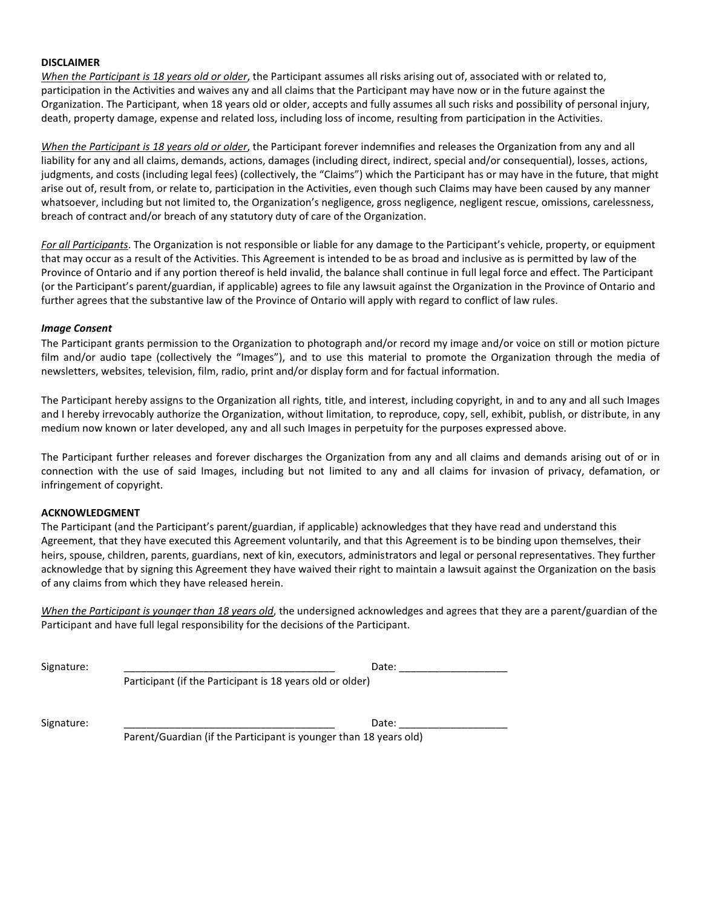**DISCLAIMER**

*When the Participant is 18 years old or older*, the Participant assumes all risks arising out of, associated with or related to, participation in the Activities and waives any and all claims that the Participant may have now or in the future against the Organization. The Participant, when 18 years old or older, accepts and fully assumes all such risks and possibility of personal injury, death, property damage, expense and related loss, including loss of income, resulting from participation in the Activities.

*When the Participant is 18 years old or older*, the Participant forever indemnifies and releases the Organization from any and all liability for any and all claims, demands, actions, damages (including direct, indirect, special and/or consequential), losses, actions, judgments, and costs (including legal fees) (collectively, the "Claims") which the Participant has or may have in the future, that might arise out of, result from, or relate to, participation in the Activities, even though such Claims may have been caused by any manner whatsoever, including but not limited to, the Organization's negligence, gross negligence, negligent rescue, omissions, carelessness, breach of contract and/or breach of any statutory duty of care of the Organization.

*For all Participants*. The Organization is not responsible or liable for any damage to the Participant's vehicle, property, or equipment that may occur as a result of the Activities. This Agreement is intended to be as broad and inclusive as is permitted by law of the Province of Ontario and if any portion thereof is held invalid, the balance shall continue in full legal force and effect. The Participant (or the Participant's parent/guardian, if applicable) agrees to file any lawsuit against the Organization in the Province of Ontario and further agrees that the substantive law of the Province of Ontario will apply with regard to conflict of law rules.

***Image Consent***

The Participant grants permission to the Organization to photograph and/or record my image and/or voice on still or motion picture film and/or audio tape (collectively the "Images"), and to use this material to promote the Organization through the media of newsletters, websites, television, film, radio, print and/or display form and for factual information.

The Participant hereby assigns to the Organization all rights, title, and interest, including copyright, in and to any and all such Images and I hereby irrevocably authorize the Organization, without limitation, to reproduce, copy, sell, exhibit, publish, or distribute, in any medium now known or later developed, any and all such Images in perpetuity for the purposes expressed above.

The Participant further releases and forever discharges the Organization from any and all claims and demands arising out of or in connection with the use of said Images, including but not limited to any and all claims for invasion of privacy, defamation, or infringement of copyright.

**ACKNOWLEDGMENT**

The Participant (and the Participant's parent/guardian, if applicable) acknowledges that they have read and understand this Agreement, that they have executed this Agreement voluntarily, and that this Agreement is to be binding upon themselves, their heirs, spouse, children, parents, guardians, next of kin, executors, administrators and legal or personal representatives. They further acknowledge that by signing this Agreement they have waived their right to maintain a lawsuit against the Organization on the basis of any claims from which they have released herein.

*When the Participant is younger than 18 years old*, the undersigned acknowledges and agrees that they are a parent/guardian of the Participant and have full legal responsibility for the decisions of the Participant.

Signature: ____________________________________ Date: ___________________

Participant (if the Participant is 18 years old or older)

Signature: ____________________________________ Date: ___________________

Parent/Guardian (if the Participant is younger than 18 years old)